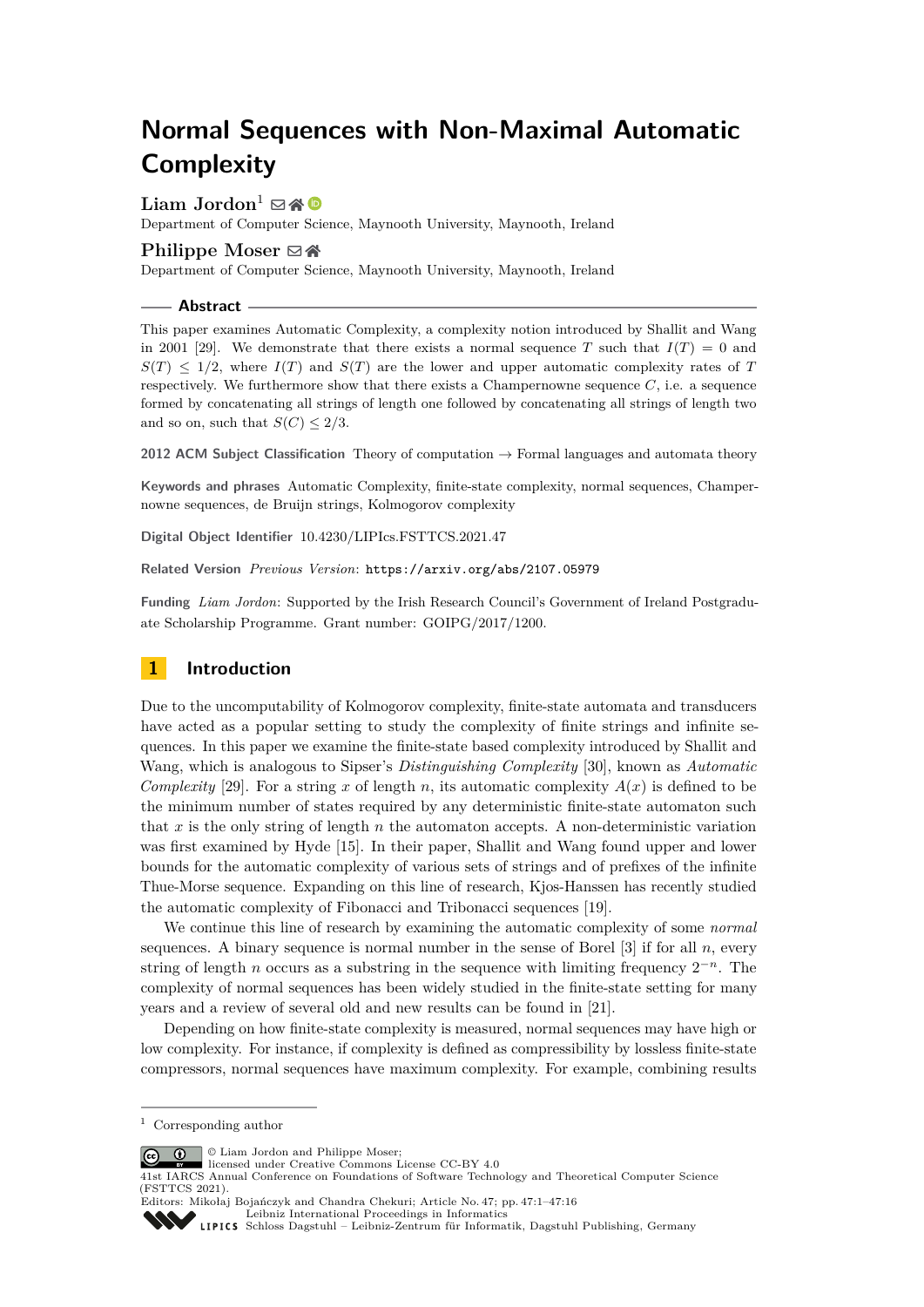# Normal Sequences with Non-Maximal Automatic Complexity

**Liam Jordon**[1]

Department of Computer Science, Maynooth University, Maynooth, Ireland

**Philippe Moser**

Department of Computer Science, Maynooth University, Maynooth, Ireland

## Abstract

This paper examines Automatic Complexity, a complexity notion introduced by Shallit and Wang in 2001 [29]. We demonstrate that there exists a normal sequence $T$ such that $I(T) = 0$ and $S(T) \leq 1/2$, where $I(T)$ and $S(T)$ are the lower and upper automatic complexity rates of $T$ respectively. We furthermore show that there exists a Champernowne sequence $C$, i.e. a sequence formed by concatenating all strings of length one followed by concatenating all strings of length two and so on, such that $S(C) \leq 2/3$.

**2012 ACM Subject Classification** Theory of computation → Formal languages and automata theory

**Keywords and phrases** Automatic Complexity, finite-state complexity, normal sequences, Champernowne sequences, de Bruijn strings, Kolmogorov complexity

**Digital Object Identifier** 10.4230/LIPIcs.FSTTCS.2021.47

**Related Version** *Previous Version*: https://arxiv.org/abs/2107.05979

**Funding** *Liam Jordon*: Supported by the Irish Research Council's Government of Ireland Postgraduate Scholarship Programme. Grant number: GOIPG/2017/1200.

## 1 Introduction

Due to the uncomputability of Kolmogorov complexity, finite-state automata and transducers have acted as a popular setting to study the complexity of finite strings and infinite sequences. In this paper we examine the finite-state based complexity introduced by Shallit and Wang, which is analogous to Sipser's *Distinguishing Complexity* [30], known as *Automatic Complexity* [29]. For a string $x$ of length $n$, its automatic complexity $A(x)$ is defined to be the minimum number of states required by any deterministic finite-state automaton such that $x$ is the only string of length $n$ the automaton accepts. A non-deterministic variation was first examined by Hyde [15]. In their paper, Shallit and Wang found upper and lower bounds for the automatic complexity of various sets of strings and of prefixes of the infinite Thue-Morse sequence. Expanding on this line of research, Kjos-Hanssen has recently studied the automatic complexity of Fibonacci and Tribonacci sequences [19].

We continue this line of research by examining the automatic complexity of some *normal* sequences. A binary sequence is normal number in the sense of Borel [3] if for all $n$, every string of length $n$ occurs as a substring in the sequence with limiting frequency $2^{-n}$. The complexity of normal sequences has been widely studied in the finite-state setting for many years and a review of several old and new results can be found in [21].

Depending on how finite-state complexity is measured, normal sequences may have high or low complexity. For instance, if complexity is defined as compressibility by lossless finite-state compressors, normal sequences have maximum complexity. For example, combining results

[1] Corresponding author

© Liam Jordon and Philippe Moser; licensed under Creative Commons License CC-BY 4.0
41st IARCS Annual Conference on Foundations of Software Technology and Theoretical Computer Science (FSTTCS 2021).
Editors: Mikołaj Bojańczyk and Chandra Chekuri; Article No. 47; pp. 47:1–47:16
Leibniz International Proceedings in Informatics
Schloss Dagstuhl – Leibniz-Zentrum für Informatik, Dagstuhl Publishing, Germany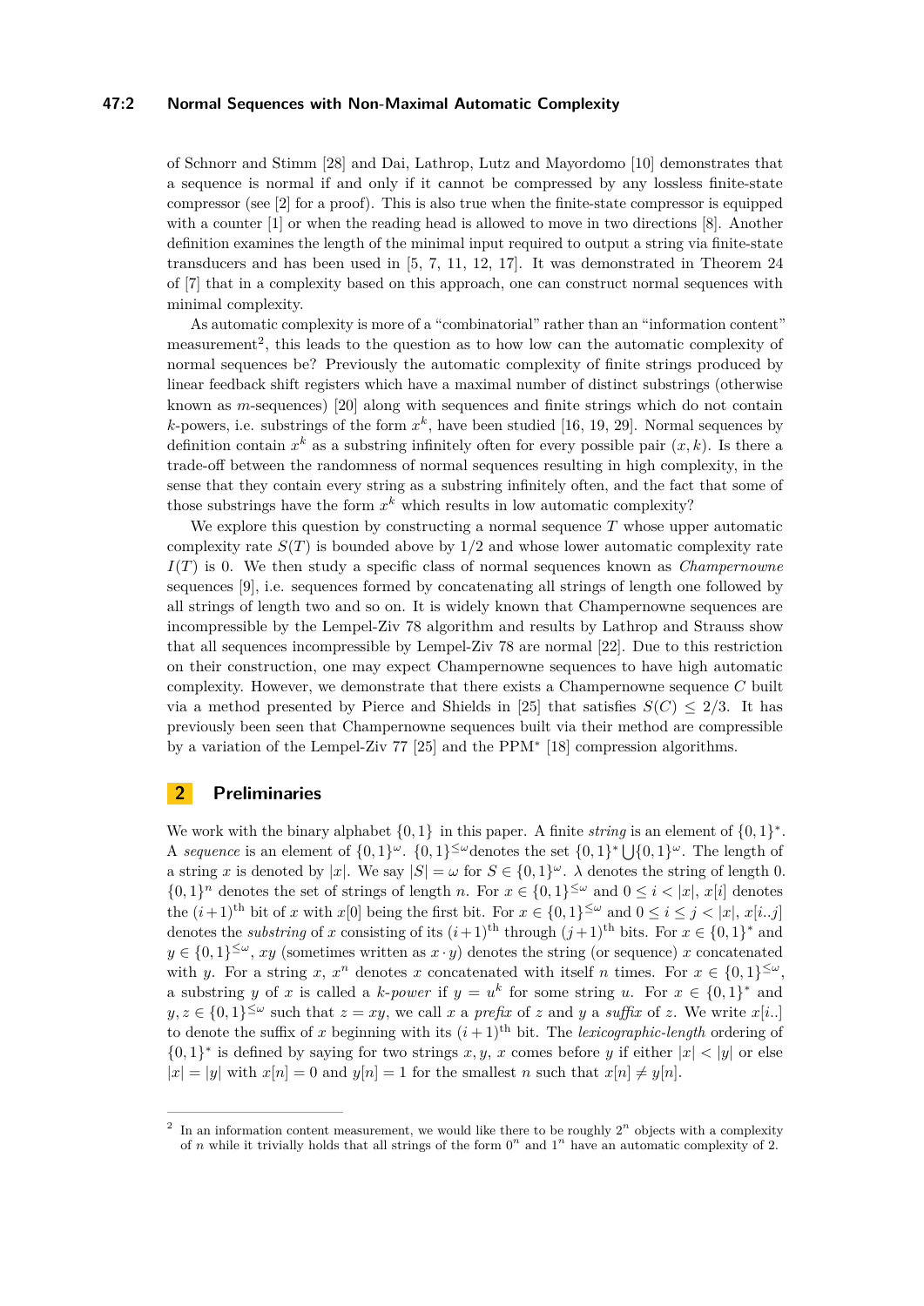of Schnorr and Stimm [28] and Dai, Lathrop, Lutz and Mayordomo [10] demonstrates that a sequence is normal if and only if it cannot be compressed by any lossless finite-state compressor (see [2] for a proof). This is also true when the finite-state compressor is equipped with a counter [1] or when the reading head is allowed to move in two directions [8]. Another definition examines the length of the minimal input required to output a string via finite-state transducers and has been used in [5, 7, 11, 12, 17]. It was demonstrated in Theorem 24 of [7] that in a complexity based on this approach, one can construct normal sequences with minimal complexity.

As automatic complexity is more of a "combinatorial" rather than an "information content" measurement[2], this leads to the question as to how low can the automatic complexity of normal sequences be? Previously the automatic complexity of finite strings produced by linear feedback shift registers which have a maximal number of distinct substrings (otherwise known as $m$-sequences) [20] along with sequences and finite strings which do not contain $k$-powers, i.e. substrings of the form $x^k$, have been studied [16, 19, 29]. Normal sequences by definition contain $x^k$ as a substring infinitely often for every possible pair $(x, k)$. Is there a trade-off between the randomness of normal sequences resulting in high complexity, in the sense that they contain every string as a substring infinitely often, and the fact that some of those substrings have the form $x^k$ which results in low automatic complexity?

We explore this question by constructing a normal sequence $T$ whose upper automatic complexity rate $S(T)$ is bounded above by $1/2$ and whose lower automatic complexity rate $I(T)$ is 0. We then study a specific class of normal sequences known as *Champernowne* sequences [9], i.e. sequences formed by concatenating all strings of length one followed by all strings of length two and so on. It is widely known that Champernowne sequences are incompressible by the Lempel-Ziv 78 algorithm and results by Lathrop and Strauss show that all sequences incompressible by Lempel-Ziv 78 are normal [22]. Due to this restriction on their construction, one may expect Champernowne sequences to have high automatic complexity. However, we demonstrate that there exists a Champernowne sequence $C$ built via a method presented by Pierce and Shields in [25] that satisfies $S(C) \leq 2/3$. It has previously been seen that Champernowne sequences built via their method are compressible by a variation of the Lempel-Ziv 77 [25] and the PPM$^*$ [18] compression algorithms.

## 2 Preliminaries

We work with the binary alphabet $\{0, 1\}$ in this paper. A finite *string* is an element of $\{0, 1\}^*$. A *sequence* is an element of $\{0, 1\}^\omega$. $\{0, 1\}^{\leq\omega}$ denotes the set $\{0, 1\}^* \bigcup \{0, 1\}^\omega$. The length of a string $x$ is denoted by $|x|$. We say $|S| = \omega$ for $S \in \{0, 1\}^\omega$. $\lambda$ denotes the string of length 0. $\{0, 1\}^n$ denotes the set of strings of length $n$. For $x \in \{0, 1\}^{\leq\omega}$ and $0 \leq i < |x|$, $x[i]$ denotes the $(i+1)^{\text{th}}$ bit of $x$ with $x[0]$ being the first bit. For $x \in \{0, 1\}^{\leq\omega}$ and $0 \leq i \leq j < |x|$, $x[i..j]$ denotes the *substring* of $x$ consisting of its $(i+1)^{\text{th}}$ through $(j+1)^{\text{th}}$ bits. For $x \in \{0, 1\}^*$ and $y \in \{0, 1\}^{\leq\omega}$, $xy$ (sometimes written as $x \cdot y$) denotes the string (or sequence) $x$ concatenated with $y$. For a string $x$, $x^n$ denotes $x$ concatenated with itself $n$ times. For $x \in \{0, 1\}^{\leq\omega}$, a substring $y$ of $x$ is called a *$k$-power* if $y = u^k$ for some string $u$. For $x \in \{0, 1\}^*$ and $y, z \in \{0, 1\}^{\leq\omega}$ such that $z = xy$, we call $x$ a *prefix* of $z$ and $y$ a *suffix* of $z$. We write $x[i..]$ to denote the suffix of $x$ beginning with its $(i+1)^{\text{th}}$ bit. The *lexicographic-length* ordering of $\{0, 1\}^*$ is defined by saying for two strings $x, y$, $x$ comes before $y$ if either $|x| < |y|$ or else $|x| = |y|$ with $x[n] = 0$ and $y[n] = 1$ for the smallest $n$ such that $x[n] \neq y[n]$.

---

[2] In an information content measurement, we would like there to be roughly $2^n$ objects with a complexity of $n$ while it trivially holds that all strings of the form $0^n$ and $1^n$ have an automatic complexity of 2.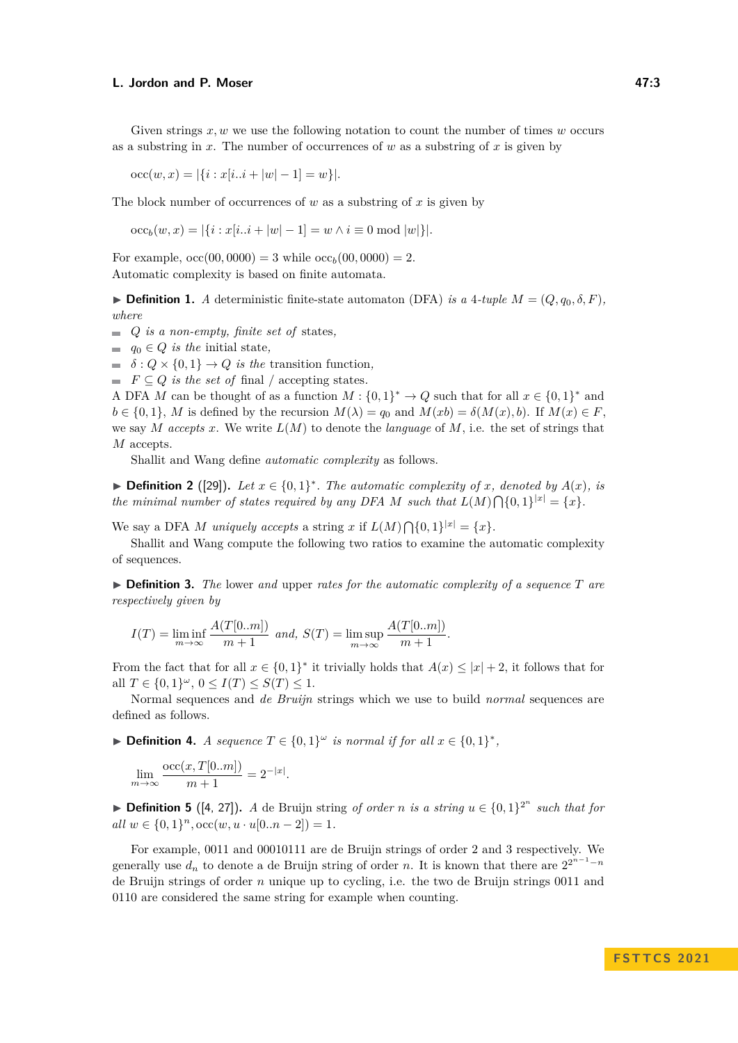Given strings $x, w$ we use the following notation to count the number of times $w$ occurs as a substring in $x$. The number of occurrences of $w$ as a substring of $x$ is given by

$$\text{occ}(w, x) = |\{i : x[i..i + |w| - 1] = w\}|.$$

The block number of occurrences of $w$ as a substring of $x$ is given by

$$\text{occ}_b(w, x) = |\{i : x[i..i + |w| - 1] = w \wedge i \equiv 0 \bmod |w|\}|.$$

For example, $\text{occ}(00, 0000) = 3$ while $\text{occ}_b(00, 0000) = 2$.
Automatic complexity is based on finite automata.

▶ **Definition 1.** *A* deterministic finite-state automaton (DFA) *is a 4-tuple $M = (Q, q_0, \delta, F)$, where*

- *$Q$ is a non-empty, finite set of* states,
- *$q_0 \in Q$ is the* initial state,
- *$\delta : Q \times \{0, 1\} \to Q$ is the* transition function,
- *$F \subseteq Q$ is the set of* final / accepting states.

A DFA $M$ can be thought of as a function $M : \{0, 1\}^* \to Q$ such that for all $x \in \{0, 1\}^*$ and $b \in \{0, 1\}$, $M$ is defined by the recursion $M(\lambda) = q_0$ and $M(xb) = \delta(M(x), b)$. If $M(x) \in F$, we say $M$ *accepts* $x$. We write $L(M)$ to denote the *language* of $M$, i.e. the set of strings that $M$ accepts.

Shallit and Wang define *automatic complexity* as follows.

▶ **Definition 2** ([29])**.** *Let $x \in \{0, 1\}^*$. The automatic complexity of $x$, denoted by $A(x)$, is the minimal number of states required by any DFA $M$ such that $L(M) \bigcap \{0, 1\}^{|x|} = \{x\}$.*

We say a DFA $M$ *uniquely accepts* a string $x$ if $L(M) \bigcap \{0, 1\}^{|x|} = \{x\}$.

Shallit and Wang compute the following two ratios to examine the automatic complexity of sequences.

▶ **Definition 3.** *The* lower *and* upper *rates for the automatic complexity of a sequence $T$ are respectively given by*

$$I(T) = \liminf_{m \to \infty} \frac{A(T[0..m])}{m + 1} \text{ and, } S(T) = \limsup_{m \to \infty} \frac{A(T[0..m])}{m + 1}.$$

From the fact that for all $x \in \{0, 1\}^*$ it trivially holds that $A(x) \leq |x| + 2$, it follows that for all $T \in \{0, 1\}^\omega$, $0 \leq I(T) \leq S(T) \leq 1$.

Normal sequences and *de Bruijn* strings which we use to build *normal* sequences are defined as follows.

▶ **Definition 4.** *A sequence $T \in \{0, 1\}^\omega$ is normal if for all $x \in \{0, 1\}^*$,*

$$\lim_{m \to \infty} \frac{\text{occ}(x, T[0..m])}{m + 1} = 2^{-|x|}.$$

▶ **Definition 5** ([4, 27])**.** *A* de Bruijn string *of order $n$ is a string $u \in \{0, 1\}^{2^n}$ such that for all $w \in \{0, 1\}^n, \text{occ}(w, u \cdot u[0..n - 2]) = 1$.*

For example, 0011 and 00010111 are de Bruijn strings of order 2 and 3 respectively. We generally use $d_n$ to denote a de Bruijn string of order $n$. It is known that there are $2^{2^{n-1}-n}$ de Bruijn strings of order $n$ unique up to cycling, i.e. the two de Bruijn strings 0011 and 0110 are considered the same string for example when counting.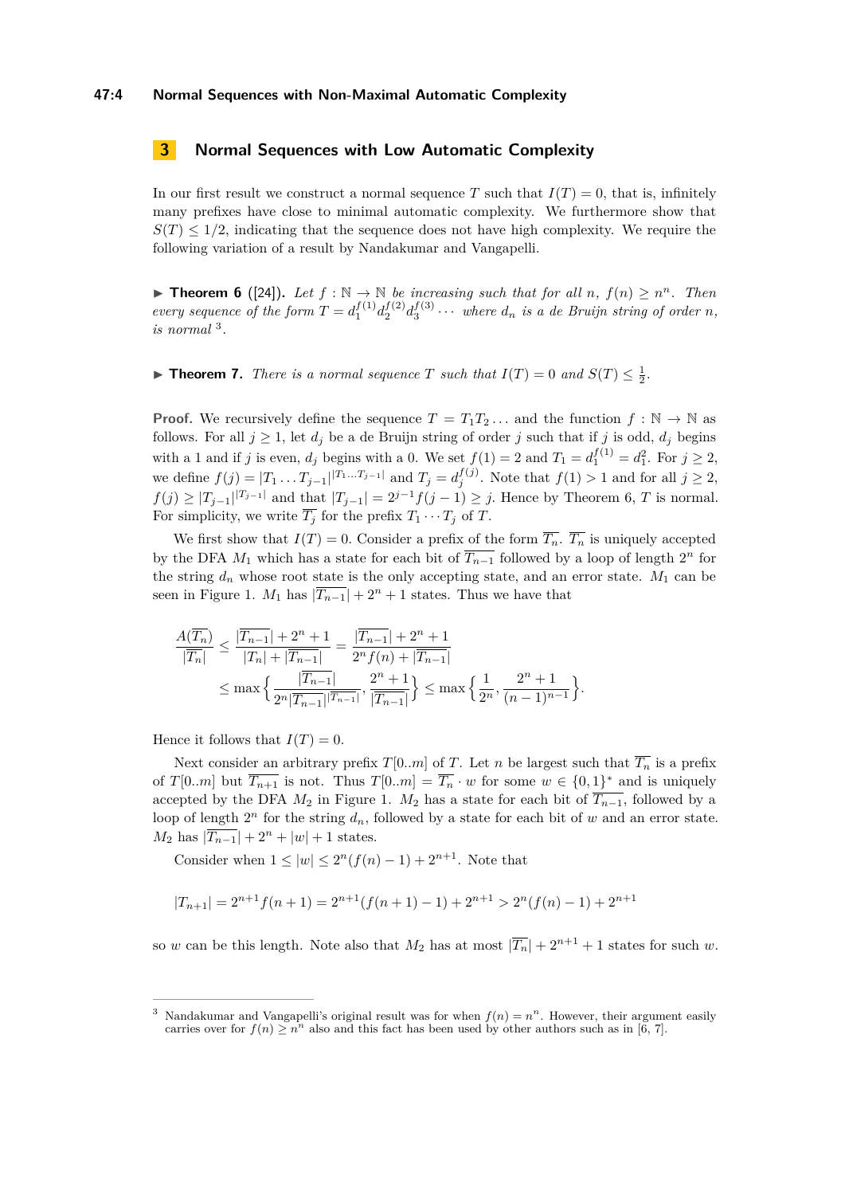## 3 Normal Sequences with Low Automatic Complexity

In our first result we construct a normal sequence $T$ such that $I(T) = 0$, that is, infinitely many prefixes have close to minimal automatic complexity. We furthermore show that $S(T) \leq 1/2$, indicating that the sequence does not have high complexity. We require the following variation of a result by Nandakumar and Vangapelli.

▶ **Theorem 6** ([24]). *Let $f : \mathbb{N} \to \mathbb{N}$ be increasing such that for all $n$, $f(n) \geq n^n$. Then every sequence of the form $T = d_1^{f(1)} d_2^{f(2)} d_3^{f(3)} \cdots$ where $d_n$ is a de Bruijn string of order $n$, is normal* [3].

▶ **Theorem 7.** *There is a normal sequence $T$ such that $I(T) = 0$ and $S(T) \leq \frac{1}{2}$.*

**Proof.** We recursively define the sequence $T = T_1 T_2 \ldots$ and the function $f : \mathbb{N} \to \mathbb{N}$ as follows. For all $j \geq 1$, let $d_j$ be a de Bruijn string of order $j$ such that if $j$ is odd, $d_j$ begins with a 1 and if $j$ is even, $d_j$ begins with a 0. We set $f(1) = 2$ and $T_1 = d_1^{f(1)} = d_1^2$. For $j \geq 2$, we define $f(j) = |T_1 \ldots T_{j-1}|^{|T_1 \ldots T_{j-1}|}$ and $T_j = d_j^{f(j)}$. Note that $f(1) > 1$ and for all $j \geq 2$, $f(j) \geq |T_{j-1}|^{|T_{j-1}|}$ and that $|T_{j-1}| = 2^{j-1} f(j-1) \geq j$. Hence by Theorem 6, $T$ is normal. For simplicity, we write $\overline{T_j}$ for the prefix $T_1 \cdots T_j$ of $T$.

We first show that $I(T) = 0$. Consider a prefix of the form $\overline{T_n}$. $\overline{T_n}$ is uniquely accepted by the DFA $M_1$ which has a state for each bit of $\overline{T_{n-1}}$ followed by a loop of length $2^n$ for the string $d_n$ whose root state is the only accepting state, and an error state. $M_1$ can be seen in Figure 1. $M_1$ has $|\overline{T_{n-1}}| + 2^n + 1$ states. Thus we have that

$$
\begin{aligned}
\frac{A(\overline{T_n})}{|\overline{T_n}|} &\leq \frac{|\overline{T_{n-1}}| + 2^n + 1}{|T_n| + |\overline{T_{n-1}}|} = \frac{|\overline{T_{n-1}}| + 2^n + 1}{2^n f(n) + |\overline{T_{n-1}}|} \\
&\leq \max\left\{ \frac{|\overline{T_{n-1}}|}{2^n |\overline{T_{n-1}}|^{|\overline{T_{n-1}}|}}, \frac{2^n + 1}{|\overline{T_{n-1}}|} \right\} \leq \max\left\{ \frac{1}{2^n}, \frac{2^n + 1}{(n-1)^{n-1}} \right\}.
\end{aligned}
$$

Hence it follows that $I(T) = 0$.

Next consider an arbitrary prefix $T[0..m]$ of $T$. Let $n$ be largest such that $\overline{T_n}$ is a prefix of $T[0..m]$ but $\overline{T_{n+1}}$ is not. Thus $T[0..m] = \overline{T_n} \cdot w$ for some $w \in \{0,1\}^*$ and is uniquely accepted by the DFA $M_2$ in Figure 1. $M_2$ has a state for each bit of $\overline{T_{n-1}}$, followed by a loop of length $2^n$ for the string $d_n$, followed by a state for each bit of $w$ and an error state. $M_2$ has $|\overline{T_{n-1}}| + 2^n + |w| + 1$ states.

Consider when $1 \leq |w| \leq 2^n(f(n) - 1) + 2^{n+1}$. Note that

$$
|T_{n+1}| = 2^{n+1} f(n+1) = 2^{n+1}(f(n+1) - 1) + 2^{n+1} > 2^n(f(n) - 1) + 2^{n+1}
$$

so $w$ can be this length. Note also that $M_2$ has at most $|\overline{T_n}| + 2^{n+1} + 1$ states for such $w$.

---

[3] Nandakumar and Vangapelli's original result was for when $f(n) = n^n$. However, their argument easily carries over for $f(n) \geq n^n$ also and this fact has been used by other authors such as in [6, 7].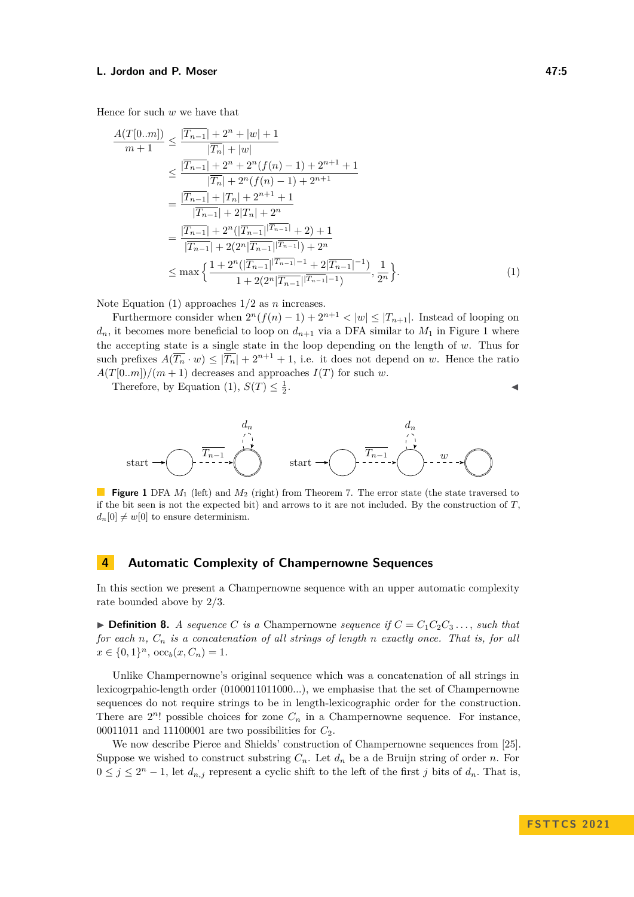Hence for such $w$ we have that

$$
\begin{aligned}
\frac{A(T[0..m])}{m+1} &\leq \frac{|\overline{T_{n-1}}| + 2^n + |w| + 1}{|\overline{T_n}| + |w|} \\
&\leq \frac{|\overline{T_{n-1}}| + 2^n + 2^n(f(n)-1) + 2^{n+1} + 1}{|\overline{T_n}| + 2^n(f(n)-1) + 2^{n+1}} \\
&= \frac{|\overline{T_{n-1}}| + |T_n| + 2^{n+1} + 1}{|\overline{T_{n-1}}| + 2|T_n| + 2^n} \\
&= \frac{|\overline{T_{n-1}}| + 2^n(|\overline{T_{n-1}}|^{|\overline{T_{n-1}}|} + 2) + 1}{|\overline{T_{n-1}}| + 2(2^n|\overline{T_{n-1}}|^{|\overline{T_{n-1}}|}) + 2^n} \\
&\leq \max\left\{ \frac{1 + 2^n(|\overline{T_{n-1}}|^{|\overline{T_{n-1}}|-1} + 2|\overline{T_{n-1}}|^{-1})}{1 + 2(2^n|\overline{T_{n-1}}|^{|\overline{T_{n-1}}|-1})}, \frac{1}{2^n} \right\}.
\end{aligned} \tag{1}
$$

Note Equation (1) approaches $1/2$ as $n$ increases.

Furthermore consider when $2^n(f(n)-1) + 2^{n+1} < |w| \leq |T_{n+1}|$. Instead of looping on $d_n$, it becomes more beneficial to loop on $d_{n+1}$ via a DFA similar to $M_1$ in Figure 1 where the accepting state is a single state in the loop depending on the length of $w$. Thus for such prefixes $A(\overline{T_n} \cdot w) \leq |\overline{T_n}| + 2^{n+1} + 1$, i.e. it does not depend on $w$. Hence the ratio $A(T[0..m])/(m+1)$ decreases and approaches $I(T)$ for such $w$.

Therefore, by Equation (1), $S(T) \leq \frac{1}{2}$. ◀

**Figure 1** DFA $M_1$ (left) and $M_2$ (right) from Theorem 7. The error state (the state traversed to if the bit seen is not the expected bit) and arrows to it are not included. By the construction of $T$, $d_n[0] \neq w[0]$ to ensure determinism.

## 4 Automatic Complexity of Champernowne Sequences

In this section we present a Champernowne sequence with an upper automatic complexity rate bounded above by 2/3.

▶ **Definition 8.** *A sequence $C$ is a* Champernowne *sequence if $C = C_1C_2C_3\ldots$, such that for each $n$, $C_n$ is a concatenation of all strings of length $n$ exactly once. That is, for all $x \in \{0,1\}^n$, $\text{occ}_b(x, C_n) = 1$.*

Unlike Champernowne's original sequence which was a concatenation of all strings in lexicogrpahic-length order (0100011011000...), we emphasise that the set of Champernowne sequences do not require strings to be in length-lexicographic order for the construction. There are $2^n!$ possible choices for zone $C_n$ in a Champernowne sequence. For instance, 00011011 and 11100001 are two possibilities for $C_2$.

We now describe Pierce and Shields' construction of Champernowne sequences from [25]. Suppose we wished to construct substring $C_n$. Let $d_n$ be a de Bruijn string of order $n$. For $0 \leq j \leq 2^n - 1$, let $d_{n,j}$ represent a cyclic shift to the left of the first $j$ bits of $d_n$. That is,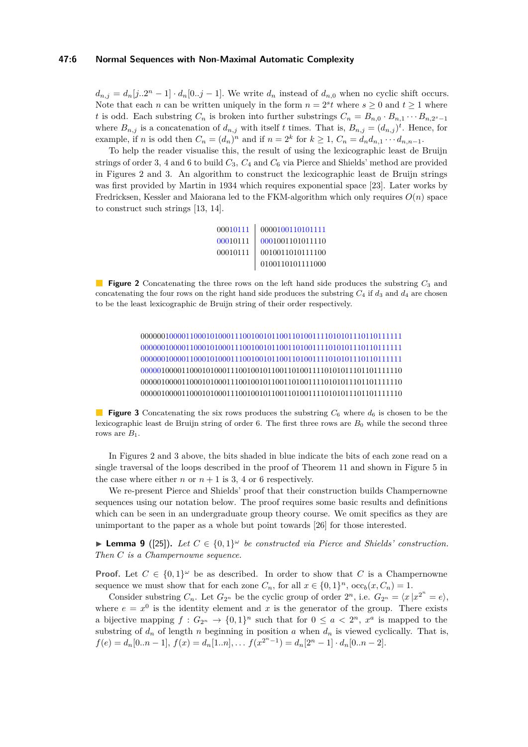$d_{n,j} = d_n[j..2^n - 1] \cdot d_n[0..j-1]$. We write $d_n$ instead of $d_{n,0}$ when no cyclic shift occurs. Note that each $n$ can be written uniquely in the form $n = 2^s t$ where $s \geq 0$ and $t \geq 1$ where $t$ is odd. Each substring $C_n$ is broken into further substrings $C_n = B_{n,0} \cdot B_{n,1} \cdots B_{n,2^s-1}$ where $B_{n,j}$ is a concatenation of $d_{n,j}$ with itself $t$ times. That is, $B_{n,j} = (d_{n,j})^t$. Hence, for example, if $n$ is odd then $C_n = (d_n)^n$ and if $n = 2^k$ for $k \geq 1$, $C_n = d_n d_{n,1} \cdots d_{n,n-1}$.

To help the reader visualise this, the result of using the lexicographic least de Bruijn strings of order 3, 4 and 6 to build $C_3$, $C_4$ and $C_6$ via Pierce and Shields' method are provided in Figures 2 and 3. An algorithm to construct the lexicographic least de Bruijn strings was first provided by Martin in 1934 which requires exponential space [23]. Later works by Fredricksen, Kessler and Maiorana led to the FKM-algorithm which only requires $O(n)$ space to construct such strings [13, 14].

```
00010111 | 0000100110101111
00010111 | 0001001101011110
00010111 | 0010011010111100
         | 0100110101111000
```

**Figure 2** Concatenating the three rows on the left hand side produces the substring $C_3$ and concatenating the four rows on the right hand side produces the substring $C_4$ if $d_3$ and $d_4$ are chosen to be the least lexicographic de Bruijn string of their order respectively.

```
0000001000011000101000111001001011001101001111010101110110111111
0000001000011000101000111001001011001101001111010101110110111111
0000001000011000101000111001001011001101001111010101110110111111
0000010000110001010001110010010110011010011110101011101101111110
0000010000110001010001110010010110011010011110101011101101111110
0000010000110001010001110010010110011010011110101011101101111110
```

**Figure 3** Concatenating the six rows produces the substring $C_6$ where $d_6$ is chosen to be the lexicographic least de Bruijn string of order 6. The first three rows are $B_0$ while the second three rows are $B_1$.

In Figures 2 and 3 above, the bits shaded in blue indicate the bits of each zone read on a single traversal of the loops described in the proof of Theorem 11 and shown in Figure 5 in the case where either $n$ or $n+1$ is 3, 4 or 6 respectively.

We re-present Pierce and Shields' proof that their construction builds Champernowne sequences using our notation below. The proof requires some basic results and definitions which can be seen in an undergraduate group theory course. We omit specifics as they are unimportant to the paper as a whole but point towards [26] for those interested.

▶ **Lemma 9** ([25]). *Let $C \in \{0,1\}^\omega$ be constructed via Pierce and Shields' construction. Then $C$ is a Champernowne sequence.*

**Proof.** Let $C \in \{0,1\}^\omega$ be as described. In order to show that $C$ is a Champernowne sequence we must show that for each zone $C_n$, for all $x \in \{0,1\}^n$, $\mathrm{occ}_b(x, C_n) = 1$.

Consider substring $C_n$. Let $G_{2^n}$ be the cyclic group of order $2^n$, i.e. $G_{2^n} = \langle x \,|\, x^{2^n} = e \rangle$, where $e = x^0$ is the identity element and $x$ is the generator of the group. There exists a bijective mapping $f : G_{2^n} \to \{0,1\}^n$ such that for $0 \leq a < 2^n$, $x^a$ is mapped to the substring of $d_n$ of length $n$ beginning in position $a$ when $d_n$ is viewed cyclically. That is, $f(e) = d_n[0..n-1]$, $f(x) = d_n[1..n], \ldots f(x^{2^n-1}) = d_n[2^n - 1] \cdot d_n[0..n-2]$.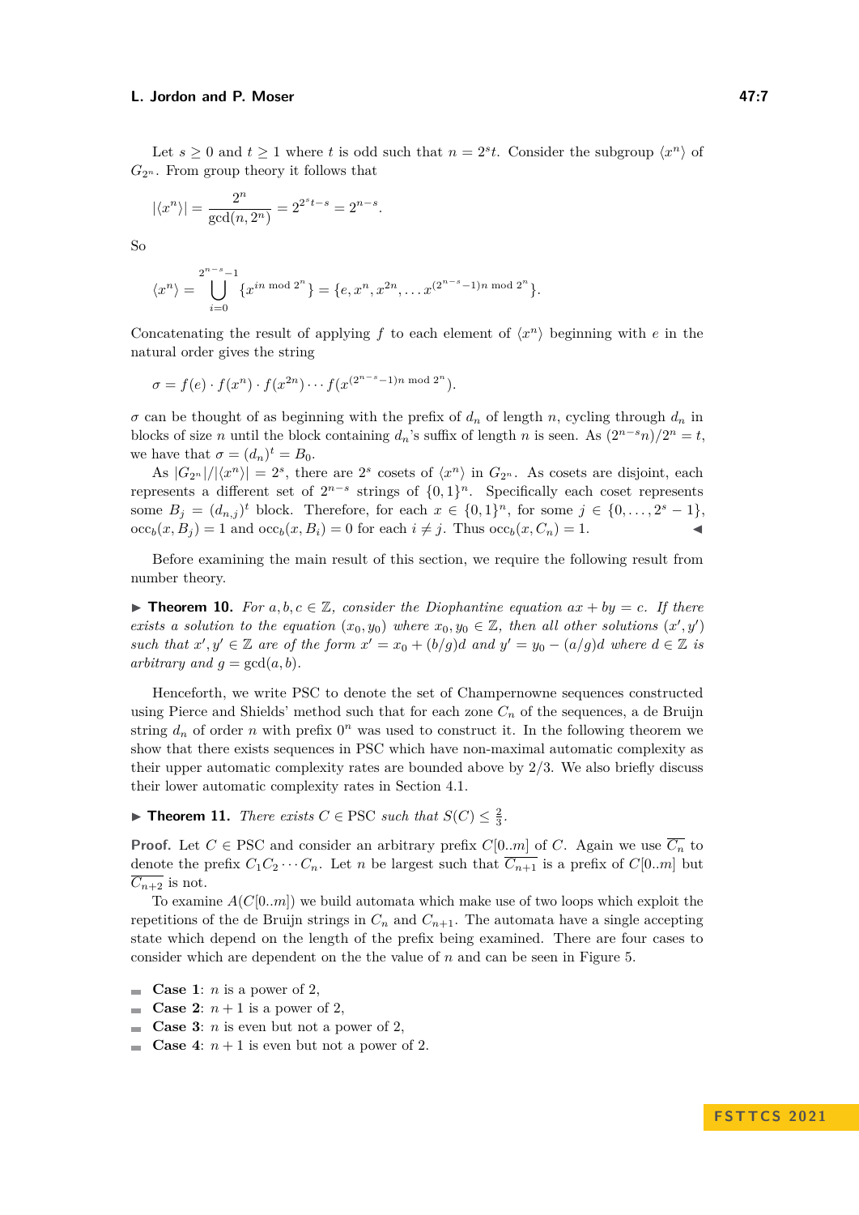Let $s \geq 0$ and $t \geq 1$ where $t$ is odd such that $n = 2^s t$. Consider the subgroup $\langle x^n \rangle$ of $G_{2^n}$. From group theory it follows that

$$|\langle x^n \rangle| = \frac{2^n}{\gcd(n, 2^n)} = 2^{2^s t - s} = 2^{n-s}.$$

So

$$\langle x^n \rangle = \bigcup_{i=0}^{2^{n-s}-1} \{x^{in \bmod 2^n}\} = \{e, x^n, x^{2n}, \ldots x^{(2^{n-s}-1)n \bmod 2^n}\}.$$

Concatenating the result of applying $f$ to each element of $\langle x^n \rangle$ beginning with $e$ in the natural order gives the string

$$\sigma = f(e) \cdot f(x^n) \cdot f(x^{2n}) \cdots f(x^{(2^{n-s}-1)n \bmod 2^n}).$$

$\sigma$ can be thought of as beginning with the prefix of $d_n$ of length $n$, cycling through $d_n$ in blocks of size $n$ until the block containing $d_n$'s suffix of length $n$ is seen. As $(2^{n-s}n)/2^n = t$, we have that $\sigma = (d_n)^t = B_0$.

As $|G_{2^n}|/|\langle x^n \rangle| = 2^s$, there are $2^s$ cosets of $\langle x^n \rangle$ in $G_{2^n}$. As cosets are disjoint, each represents a different set of $2^{n-s}$ strings of $\{0,1\}^n$. Specifically each coset represents some $B_j = (d_{n,j})^t$ block. Therefore, for each $x \in \{0,1\}^n$, for some $j \in \{0, \ldots, 2^s - 1\}$, $\text{occ}_b(x, B_j) = 1$ and $\text{occ}_b(x, B_i) = 0$ for each $i \neq j$. Thus $\text{occ}_b(x, C_n) = 1$. ◀

Before examining the main result of this section, we require the following result from number theory.

▶ **Theorem 10.** *For $a, b, c \in \mathbb{Z}$, consider the Diophantine equation $ax + by = c$. If there exists a solution to the equation $(x_0, y_0)$ where $x_0, y_0 \in \mathbb{Z}$, then all other solutions $(x', y')$ such that $x', y' \in \mathbb{Z}$ are of the form $x' = x_0 + (b/g)d$ and $y' = y_0 - (a/g)d$ where $d \in \mathbb{Z}$ is arbitrary and $g = \gcd(a, b)$.*

Henceforth, we write PSC to denote the set of Champernowne sequences constructed using Pierce and Shields' method such that for each zone $C_n$ of the sequences, a de Bruijn string $d_n$ of order $n$ with prefix $0^n$ was used to construct it. In the following theorem we show that there exists sequences in PSC which have non-maximal automatic complexity as their upper automatic complexity rates are bounded above by $2/3$. We also briefly discuss their lower automatic complexity rates in Section 4.1.

▶ **Theorem 11.** *There exists $C \in \text{PSC}$ such that $S(C) \leq \frac{2}{3}$.*

**Proof.** Let $C \in \text{PSC}$ and consider an arbitrary prefix $C[0..m]$ of $C$. Again we use $\overline{C_n}$ to denote the prefix $C_1 C_2 \cdots C_n$. Let $n$ be largest such that $\overline{C_{n+1}}$ is a prefix of $C[0..m]$ but $\overline{C_{n+2}}$ is not.

To examine $A(C[0..m])$ we build automata which make use of two loops which exploit the repetitions of the de Bruijn strings in $C_n$ and $C_{n+1}$. The automata have a single accepting state which depend on the length of the prefix being examined. There are four cases to consider which are dependent on the the value of $n$ and can be seen in Figure 5.

- **Case 1**: $n$ is a power of 2,
- **Case 2**: $n + 1$ is a power of 2,
- **Case 3**: $n$ is even but not a power of 2,
- **Case 4**: $n + 1$ is even but not a power of 2.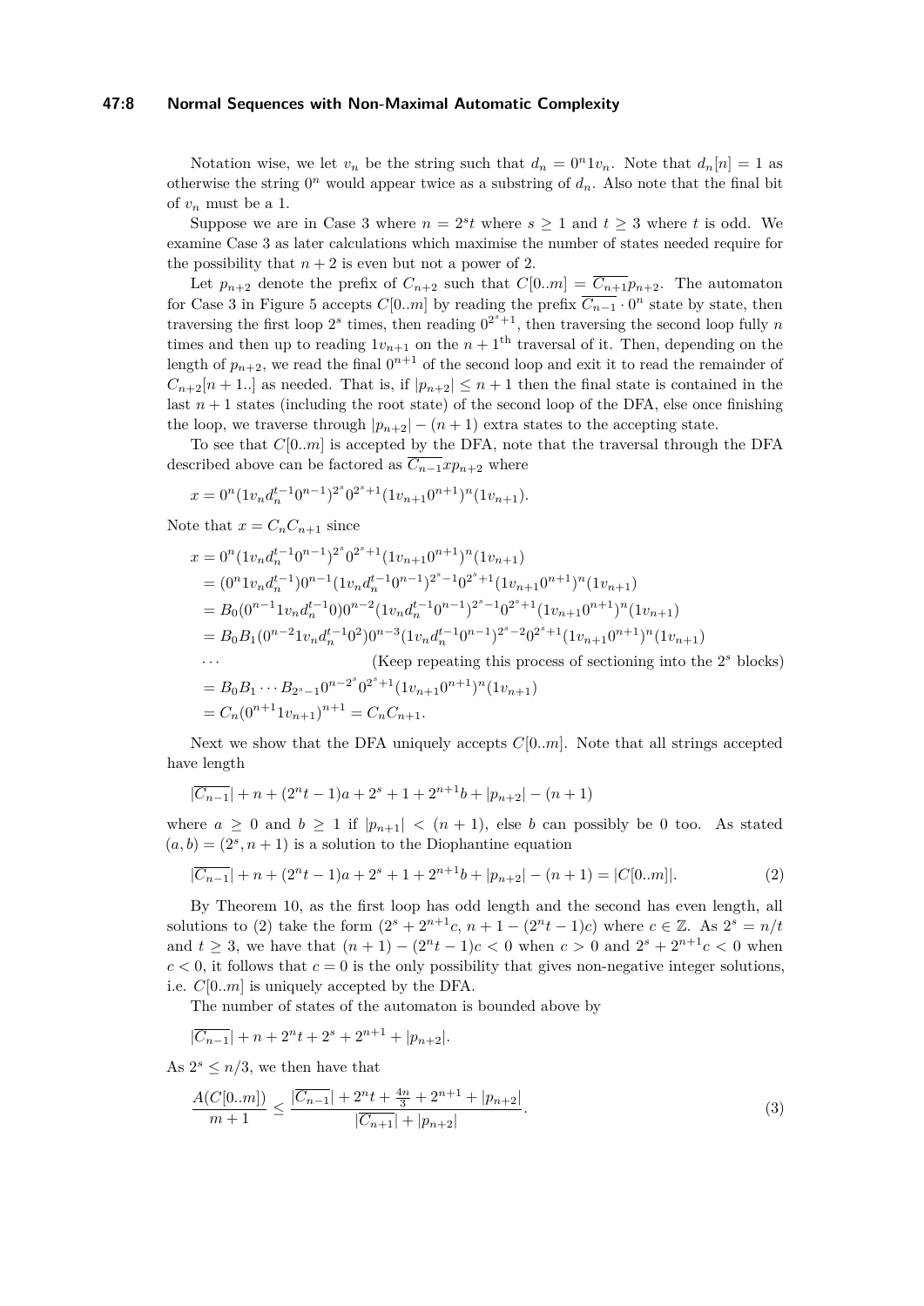Notation wise, we let $v_n$ be the string such that $d_n = 0^n 1 v_n$. Note that $d_n[n] = 1$ as otherwise the string $0^n$ would appear twice as a substring of $d_n$. Also note that the final bit of $v_n$ must be a 1.

Suppose we are in Case 3 where $n = 2^s t$ where $s \geq 1$ and $t \geq 3$ where $t$ is odd. We examine Case 3 as later calculations which maximise the number of states needed require for the possibility that $n+2$ is even but not a power of 2.

Let $p_{n+2}$ denote the prefix of $C_{n+2}$ such that $C[0..m] = \overline{C_{n+1}} p_{n+2}$. The automaton for Case 3 in Figure 5 accepts $C[0..m]$ by reading the prefix $\overline{C_{n-1}} \cdot 0^n$ state by state, then traversing the first loop $2^s$ times, then reading $0^{2^s+1}$, then traversing the second loop fully $n$ times and then up to reading $1v_{n+1}$ on the $n+1^{\text{th}}$ traversal of it. Then, depending on the length of $p_{n+2}$, we read the final $0^{n+1}$ of the second loop and exit it to read the remainder of $C_{n+2}[n+1..]$ as needed. That is, if $|p_{n+2}| \leq n+1$ then the final state is contained in the last $n+1$ states (including the root state) of the second loop of the DFA, else once finishing the loop, we traverse through $|p_{n+2}| - (n+1)$ extra states to the accepting state.

To see that $C[0..m]$ is accepted by the DFA, note that the traversal through the DFA described above can be factored as $\overline{C_{n-1}} x p_{n+2}$ where

$$x = 0^n (1 v_n d_n^{t-1} 0^{n-1})^{2^s} 0^{2^s+1} (1 v_{n+1} 0^{n+1})^n (1 v_{n+1}).$$

Note that $x = C_n C_{n+1}$ since

$$
\begin{aligned}
x &= 0^n (1 v_n d_n^{t-1} 0^{n-1})^{2^s} 0^{2^s+1} (1 v_{n+1} 0^{n+1})^n (1 v_{n+1}) \\
&= (0^n 1 v_n d_n^{t-1}) 0^{n-1} (1 v_n d_n^{t-1} 0^{n-1})^{2^s-1} 0^{2^s+1} (1 v_{n+1} 0^{n+1})^n (1 v_{n+1}) \\
&= B_0 (0^{n-1} 1 v_n d_n^{t-1} 0) 0^{n-2} (1 v_n d_n^{t-1} 0^{n-1})^{2^s-1} 0^{2^s+1} (1 v_{n+1} 0^{n+1})^n (1 v_{n+1}) \\
&= B_0 B_1 (0^{n-2} 1 v_n d_n^{t-1} 0^2) 0^{n-3} (1 v_n d_n^{t-1} 0^{n-1})^{2^s-2} 0^{2^s+1} (1 v_{n+1} 0^{n+1})^n (1 v_{n+1}) \\
&\cdots \qquad \text{(Keep repeating this process of sectioning into the } 2^s \text{ blocks)} \\
&= B_0 B_1 \cdots B_{2^s-1} 0^{n-2^s} 0^{2^s+1} (1 v_{n+1} 0^{n+1})^n (1 v_{n+1}) \\
&= C_n (0^{n+1} 1 v_{n+1})^{n+1} = C_n C_{n+1}.
\end{aligned}
$$

Next we show that the DFA uniquely accepts $C[0..m]$. Note that all strings accepted have length

$$|\overline{C_{n-1}}| + n + (2^n t - 1)a + 2^s + 1 + 2^{n+1} b + |p_{n+2}| - (n+1)$$

where $a \geq 0$ and $b \geq 1$ if $|p_{n+1}| < (n+1)$, else $b$ can possibly be 0 too. As stated $(a, b) = (2^s, n+1)$ is a solution to the Diophantine equation

$$|\overline{C_{n-1}}| + n + (2^n t - 1)a + 2^s + 1 + 2^{n+1} b + |p_{n+2}| - (n+1) = |C[0..m]|. \tag{2}$$

By Theorem 10, as the first loop has odd length and the second has even length, all solutions to (2) take the form $(2^s + 2^{n+1}c,\, n+1 - (2^n t - 1)c)$ where $c \in \mathbb{Z}$. As $2^s = n/t$ and $t \geq 3$, we have that $(n+1) - (2^n t - 1)c < 0$ when $c > 0$ and $2^s + 2^{n+1}c < 0$ when $c < 0$, it follows that $c = 0$ is the only possibility that gives non-negative integer solutions, i.e. $C[0..m]$ is uniquely accepted by the DFA.

The number of states of the automaton is bounded above by

$$|\overline{C_{n-1}}| + n + 2^n t + 2^s + 2^{n+1} + |p_{n+2}|.$$

As $2^s \leq n/3$, we then have that

$$\frac{A(C[0..m])}{m+1} \leq \frac{|\overline{C_{n-1}}| + 2^n t + \frac{4n}{3} + 2^{n+1} + |p_{n+2}|}{|\overline{C_{n+1}}| + |p_{n+2}|}. \tag{3}$$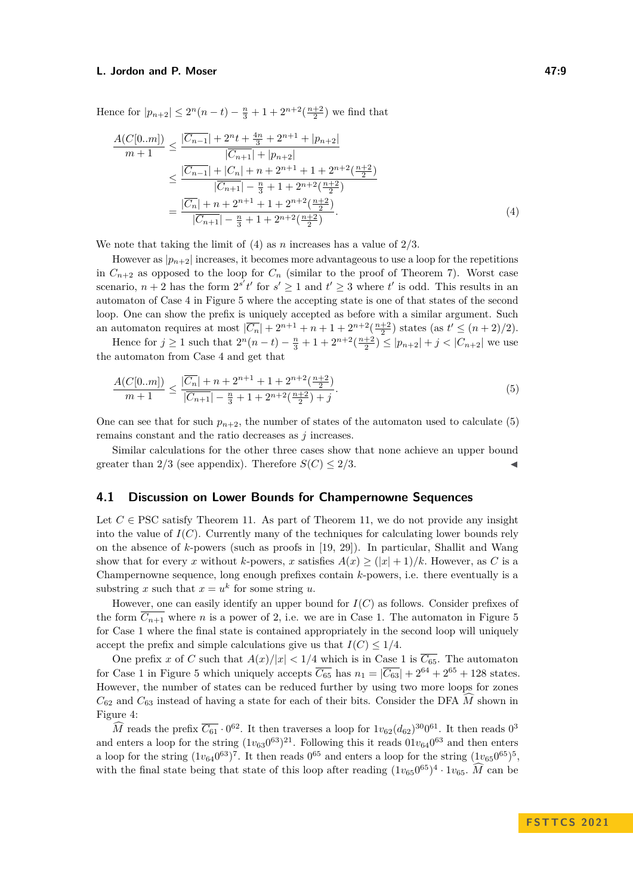Hence for $|p_{n+2}| \leq 2^n(n-t) - \frac{n}{3} + 1 + 2^{n+2}(\frac{n+2}{2})$ we find that

$$
\begin{aligned}
\frac{A(C[0..m])}{m+1} &\leq \frac{|\overline{C_{n-1}}| + 2^n t + \frac{4n}{3} + 2^{n+1} + |p_{n+2}|}{|\overline{C_{n+1}}| + |p_{n+2}|} \\
&\leq \frac{|\overline{C_{n-1}}| + |C_n| + n + 2^{n+1} + 1 + 2^{n+2}(\frac{n+2}{2})}{|\overline{C_{n+1}}| - \frac{n}{3} + 1 + 2^{n+2}(\frac{n+2}{2})} \\
&= \frac{|\overline{C_n}| + n + 2^{n+1} + 1 + 2^{n+2}(\frac{n+2}{2})}{|\overline{C_{n+1}}| - \frac{n}{3} + 1 + 2^{n+2}(\frac{n+2}{2})}.
\end{aligned}
\tag{4}
$$

We note that taking the limit of (4) as $n$ increases has a value of $2/3$.

However as $|p_{n+2}|$ increases, it becomes more advantageous to use a loop for the repetitions in $C_{n+2}$ as opposed to the loop for $C_n$ (similar to the proof of Theorem 7). Worst case scenario, $n+2$ has the form $2^{s'}t'$ for $s' \geq 1$ and $t' \geq 3$ where $t'$ is odd. This results in an automaton of Case 4 in Figure 5 where the accepting state is one of that states of the second loop. One can show the prefix is uniquely accepted as before with a similar argument. Such an automaton requires at most $|\overline{C_n}| + 2^{n+1} + n + 1 + 2^{n+2}(\frac{n+2}{2})$ states (as $t' \leq (n+2)/2$).

Hence for $j \geq 1$ such that $2^n(n-t) - \frac{n}{3} + 1 + 2^{n+2}(\frac{n+2}{2}) \leq |p_{n+2}| + j < |C_{n+2}|$ we use the automaton from Case 4 and get that

$$
\frac{A(C[0..m])}{m+1} \leq \frac{|\overline{C_n}| + n + 2^{n+1} + 1 + 2^{n+2}(\frac{n+2}{2})}{|\overline{C_{n+1}}| - \frac{n}{3} + 1 + 2^{n+2}(\frac{n+2}{2}) + j}.
\tag{5}
$$

One can see that for such $p_{n+2}$, the number of states of the automaton used to calculate (5) remains constant and the ratio decreases as $j$ increases.

Similar calculations for the other three cases show that none achieve an upper bound greater than $2/3$ (see appendix). Therefore $S(C) \leq 2/3$. ◀

## 4.1 Discussion on Lower Bounds for Champernowne Sequences

Let $C \in \mathrm{PSC}$ satisfy Theorem 11. As part of Theorem 11, we do not provide any insight into the value of $I(C)$. Currently many of the techniques for calculating lower bounds rely on the absence of $k$-powers (such as proofs in [19, 29]). In particular, Shallit and Wang show that for every $x$ without $k$-powers, $x$ satisfies $A(x) \geq (|x|+1)/k$. However, as $C$ is a Champernowne sequence, long enough prefixes contain $k$-powers, i.e. there eventually is a substring $x$ such that $x = u^k$ for some string $u$.

However, one can easily identify an upper bound for $I(C)$ as follows. Consider prefixes of the form $\overline{C_{n+1}}$ where $n$ is a power of 2, i.e. we are in Case 1. The automaton in Figure 5 for Case 1 where the final state is contained appropriately in the second loop will uniquely accept the prefix and simple calculations give us that $I(C) \leq 1/4$.

One prefix $x$ of $C$ such that $A(x)/|x| < 1/4$ which is in Case 1 is $\overline{C_{65}}$. The automaton for Case 1 in Figure 5 which uniquely accepts $\overline{C_{65}}$ has $n_1 = |\overline{C_{63}}| + 2^{64} + 2^{65} + 128$ states. However, the number of states can be reduced further by using two more loops for zones $C_{62}$ and $C_{63}$ instead of having a state for each of their bits. Consider the DFA $\widehat{M}$ shown in Figure 4:

$\widehat{M}$ reads the prefix $\overline{C_{61}} \cdot 0^{62}$. It then traverses a loop for $1v_{62}(d_{62})^{30}0^{61}$. It then reads $0^3$ and enters a loop for the string $(1v_{63}0^{63})^{21}$. Following this it reads $01v_{64}0^{63}$ and then enters a loop for the string $(1v_{64}0^{63})^7$. It then reads $0^{65}$ and enters a loop for the string $(1v_{65}0^{65})^5$, with the final state being that state of this loop after reading $(1v_{65}0^{65})^4 \cdot 1v_{65}$. $\widehat{M}$ can be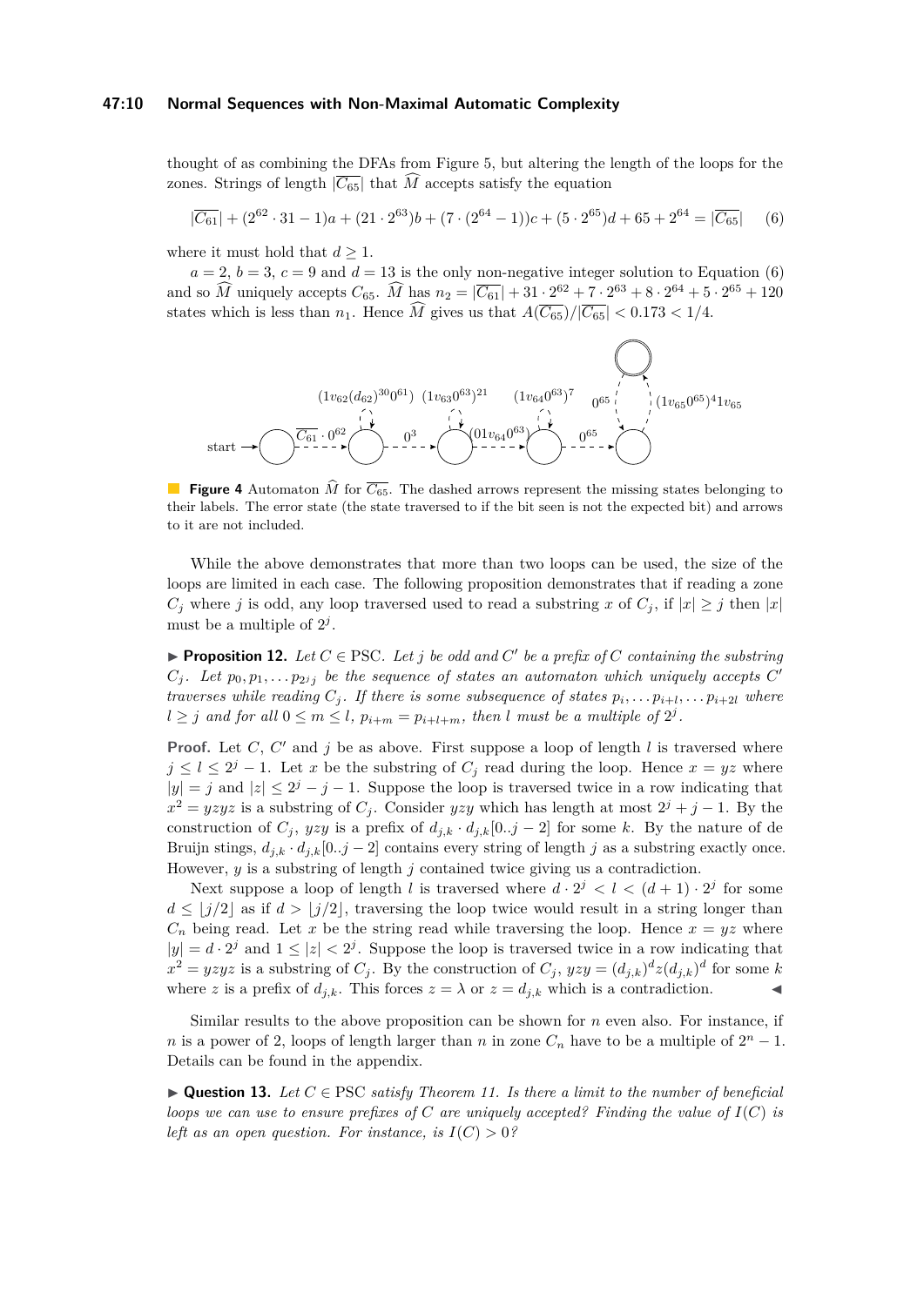thought of as combining the DFAs from Figure 5, but altering the length of the loops for the zones. Strings of length $|\overline{C_{65}}|$ that $\widehat{M}$ accepts satisfy the equation

$$|\overline{C_{61}}| + (2^{62} \cdot 31 - 1)a + (21 \cdot 2^{63})b + (7 \cdot (2^{64} - 1))c + (5 \cdot 2^{65})d + 65 + 2^{64} = |\overline{C_{65}}| \quad (6)$$

where it must hold that $d \geq 1$.

$a = 2$, $b = 3$, $c = 9$ and $d = 13$ is the only non-negative integer solution to Equation (6) and so $\widehat{M}$ uniquely accepts $C_{65}$. $\widehat{M}$ has $n_2 = |\overline{C_{61}}| + 31 \cdot 2^{62} + 7 \cdot 2^{63} + 8 \cdot 2^{64} + 5 \cdot 2^{65} + 120$ states which is less than $n_1$. Hence $\widehat{M}$ gives us that $A(\overline{C_{65}})/|\overline{C_{65}}| < 0.173 < 1/4$.

**Figure 4** Automaton $\widehat{M}$ for $\overline{C_{65}}$. The dashed arrows represent the missing states belonging to their labels. The error state (the state traversed to if the bit seen is not the expected bit) and arrows to it are not included.

While the above demonstrates that more than two loops can be used, the size of the loops are limited in each case. The following proposition demonstrates that if reading a zone $C_j$ where $j$ is odd, any loop traversed used to read a substring $x$ of $C_j$, if $|x| \geq j$ then $|x|$ must be a multiple of $2^j$.

▶ **Proposition 12.** *Let $C \in$ PSC. Let $j$ be odd and $C'$ be a prefix of $C$ containing the substring $C_j$. Let $p_0, p_1, \ldots p_{2^j j}$ be the sequence of states an automaton which uniquely accepts $C'$ traverses while reading $C_j$. If there is some subsequence of states $p_i, \ldots p_{i+l}, \ldots p_{i+2l}$ where $l \geq j$ and for all $0 \leq m \leq l$, $p_{i+m} = p_{i+l+m}$, then $l$ must be a multiple of $2^j$.*

**Proof.** Let $C$, $C'$ and $j$ be as above. First suppose a loop of length $l$ is traversed where $j \leq l \leq 2^j - 1$. Let $x$ be the substring of $C_j$ read during the loop. Hence $x = yz$ where $|y| = j$ and $|z| \leq 2^j - j - 1$. Suppose the loop is traversed twice in a row indicating that $x^2 = yzyz$ is a substring of $C_j$. Consider $yzy$ which has length at most $2^j + j - 1$. By the construction of $C_j$, $yzy$ is a prefix of $d_{j,k} \cdot d_{j,k}[0..j-2]$ for some $k$. By the nature of de Bruijn stings, $d_{j,k} \cdot d_{j,k}[0..j-2]$ contains every string of length $j$ as a substring exactly once. However, $y$ is a substring of length $j$ contained twice giving us a contradiction.

Next suppose a loop of length $l$ is traversed where $d \cdot 2^j < l < (d+1) \cdot 2^j$ for some $d \leq \lfloor j/2 \rfloor$ as if $d > \lfloor j/2 \rfloor$, traversing the loop twice would result in a string longer than $C_n$ being read. Let $x$ be the string read while traversing the loop. Hence $x = yz$ where $|y| = d \cdot 2^j$ and $1 \leq |z| < 2^j$. Suppose the loop is traversed twice in a row indicating that $x^2 = yzyz$ is a substring of $C_j$. By the construction of $C_j$, $yzy = (d_{j,k})^d z (d_{j,k})^d$ for some $k$ where $z$ is a prefix of $d_{j,k}$. This forces $z = \lambda$ or $z = d_{j,k}$ which is a contradiction. ◀

Similar results to the above proposition can be shown for $n$ even also. For instance, if $n$ is a power of 2, loops of length larger than $n$ in zone $C_n$ have to be a multiple of $2^n - 1$. Details can be found in the appendix.

▶ **Question 13.** *Let $C \in$ PSC satisfy Theorem 11. Is there a limit to the number of beneficial loops we can use to ensure prefixes of $C$ are uniquely accepted? Finding the value of $I(C)$ is left as an open question. For instance, is $I(C) > 0$?*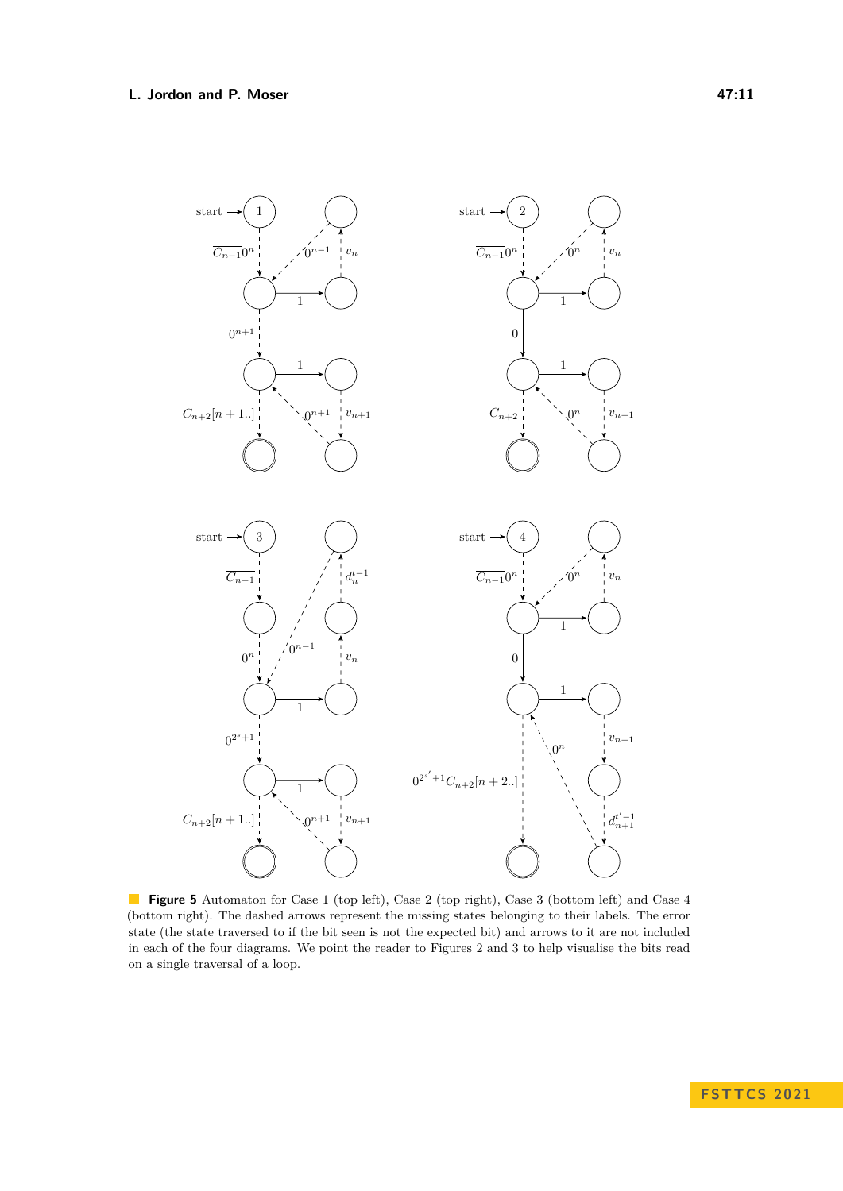**Figure 5** Automaton for Case 1 (top left), Case 2 (top right), Case 3 (bottom left) and Case 4 (bottom right). The dashed arrows represent the missing states belonging to their labels. The error state (the state traversed to if the bit seen is not the expected bit) and arrows to it are not included in each of the four diagrams. We point the reader to Figures 2 and 3 to help visualise the bits read on a single traversal of a loop.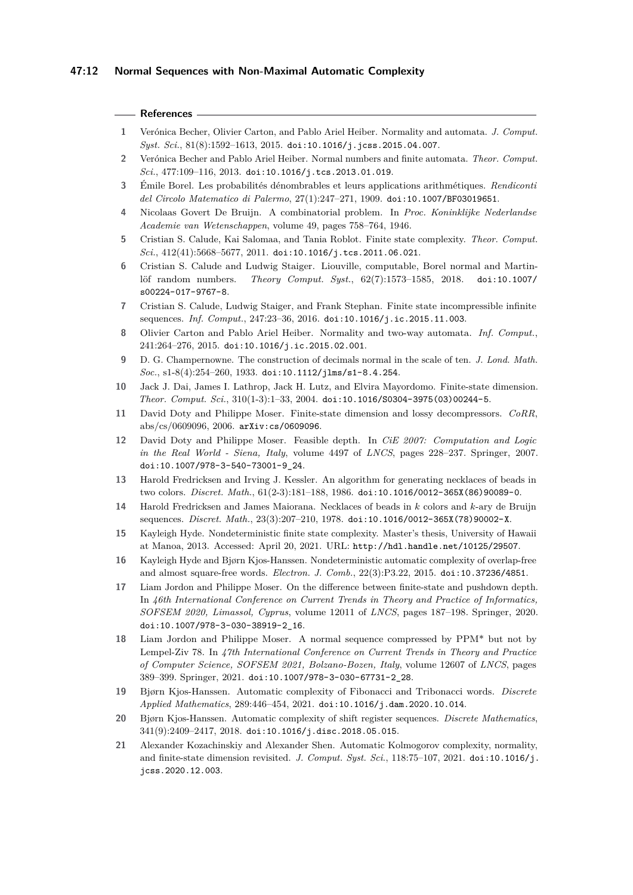## References

1. Verónica Becher, Olivier Carton, and Pablo Ariel Heiber. Normality and automata. *J. Comput. Syst. Sci.*, 81(8):1592–1613, 2015. doi:10.1016/j.jcss.2015.04.007.
2. Verónica Becher and Pablo Ariel Heiber. Normal numbers and finite automata. *Theor. Comput. Sci.*, 477:109–116, 2013. doi:10.1016/j.tcs.2013.01.019.
3. Émile Borel. Les probabilités dénombrables et leurs applications arithmétiques. *Rendiconti del Circolo Matematico di Palermo*, 27(1):247–271, 1909. doi:10.1007/BF03019651.
4. Nicolaas Govert De Bruijn. A combinatorial problem. In *Proc. Koninklijke Nederlandse Academie van Wetenschappen*, volume 49, pages 758–764, 1946.
5. Cristian S. Calude, Kai Salomaa, and Tania Roblot. Finite state complexity. *Theor. Comput. Sci.*, 412(41):5668–5677, 2011. doi:10.1016/j.tcs.2011.06.021.
6. Cristian S. Calude and Ludwig Staiger. Liouville, computable, Borel normal and Martin-löf random numbers. *Theory Comput. Syst.*, 62(7):1573–1585, 2018. doi:10.1007/s00224-017-9767-8.
7. Cristian S. Calude, Ludwig Staiger, and Frank Stephan. Finite state incompressible infinite sequences. *Inf. Comput.*, 247:23–36, 2016. doi:10.1016/j.ic.2015.11.003.
8. Olivier Carton and Pablo Ariel Heiber. Normality and two-way automata. *Inf. Comput.*, 241:264–276, 2015. doi:10.1016/j.ic.2015.02.001.
9. D. G. Champernowne. The construction of decimals normal in the scale of ten. *J. Lond. Math. Soc.*, s1-8(4):254–260, 1933. doi:10.1112/jlms/s1-8.4.254.
10. Jack J. Dai, James I. Lathrop, Jack H. Lutz, and Elvira Mayordomo. Finite-state dimension. *Theor. Comput. Sci.*, 310(1-3):1–33, 2004. doi:10.1016/S0304-3975(03)00244-5.
11. David Doty and Philippe Moser. Finite-state dimension and lossy decompressors. *CoRR*, abs/cs/0609096, 2006. arXiv:cs/0609096.
12. David Doty and Philippe Moser. Feasible depth. In *CiE 2007: Computation and Logic in the Real World - Siena, Italy*, volume 4497 of *LNCS*, pages 228–237. Springer, 2007. doi:10.1007/978-3-540-73001-9_24.
13. Harold Fredricksen and Irving J. Kessler. An algorithm for generating necklaces of beads in two colors. *Discret. Math.*, 61(2-3):181–188, 1986. doi:10.1016/0012-365X(86)90089-0.
14. Harold Fredricksen and James Maiorana. Necklaces of beads in $k$ colors and $k$-ary de Bruijn sequences. *Discret. Math.*, 23(3):207–210, 1978. doi:10.1016/0012-365X(78)90002-X.
15. Kayleigh Hyde. Nondeterministic finite state complexity. Master's thesis, University of Hawaii at Manoa, 2013. Accessed: April 20, 2021. URL: http://hdl.handle.net/10125/29507.
16. Kayleigh Hyde and Bjørn Kjos-Hanssen. Nondeterministic automatic complexity of overlap-free and almost square-free words. *Electron. J. Comb.*, 22(3):P3.22, 2015. doi:10.37236/4851.
17. Liam Jordon and Philippe Moser. On the difference between finite-state and pushdown depth. In *46th International Conference on Current Trends in Theory and Practice of Informatics, SOFSEM 2020, Limassol, Cyprus*, volume 12011 of *LNCS*, pages 187–198. Springer, 2020. doi:10.1007/978-3-030-38919-2_16.
18. Liam Jordon and Philippe Moser. A normal sequence compressed by PPM* but not by Lempel-Ziv 78. In *47th International Conference on Current Trends in Theory and Practice of Computer Science, SOFSEM 2021, Bolzano-Bozen, Italy*, volume 12607 of *LNCS*, pages 389–399. Springer, 2021. doi:10.1007/978-3-030-67731-2_28.
19. Bjørn Kjos-Hanssen. Automatic complexity of Fibonacci and Tribonacci words. *Discrete Applied Mathematics*, 289:446–454, 2021. doi:10.1016/j.dam.2020.10.014.
20. Bjørn Kjos-Hanssen. Automatic complexity of shift register sequences. *Discrete Mathematics*, 341(9):2409–2417, 2018. doi:10.1016/j.disc.2018.05.015.
21. Alexander Kozachinskiy and Alexander Shen. Automatic Kolmogorov complexity, normality, and finite-state dimension revisited. *J. Comput. Syst. Sci.*, 118:75–107, 2021. doi:10.1016/j.jcss.2020.12.003.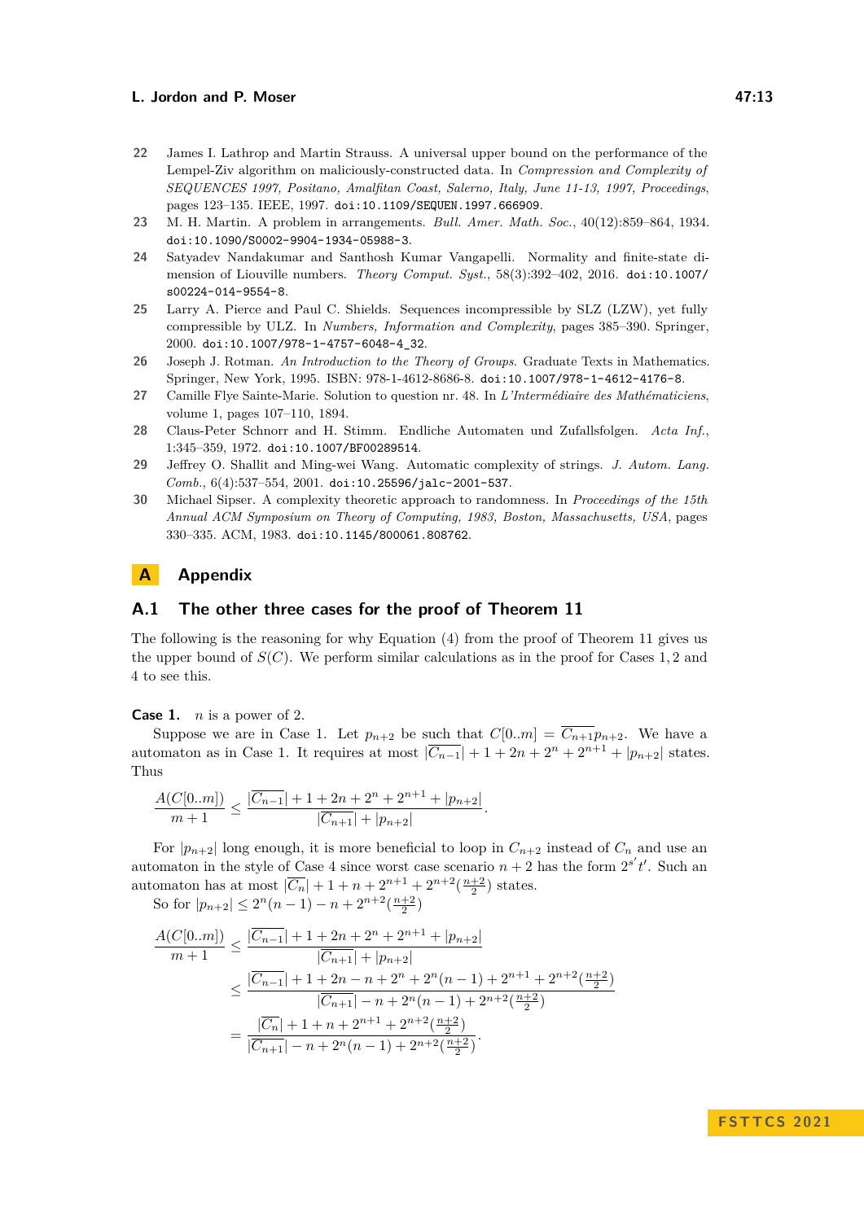22 James I. Lathrop and Martin Strauss. A universal upper bound on the performance of the Lempel-Ziv algorithm on maliciously-constructed data. In *Compression and Complexity of SEQUENCES 1997, Positano, Amalfitan Coast, Salerno, Italy, June 11-13, 1997, Proceedings*, pages 123–135. IEEE, 1997. doi:10.1109/SEQUEN.1997.666909.

23 M. H. Martin. A problem in arrangements. *Bull. Amer. Math. Soc.*, 40(12):859–864, 1934. doi:10.1090/S0002-9904-1934-05988-3.

24 Satyadev Nandakumar and Santhosh Kumar Vangapelli. Normality and finite-state dimension of Liouville numbers. *Theory Comput. Syst.*, 58(3):392–402, 2016. doi:10.1007/s00224-014-9554-8.

25 Larry A. Pierce and Paul C. Shields. Sequences incompressible by SLZ (LZW), yet fully compressible by ULZ. In *Numbers, Information and Complexity*, pages 385–390. Springer, 2000. doi:10.1007/978-1-4757-6048-4_32.

26 Joseph J. Rotman. *An Introduction to the Theory of Groups*. Graduate Texts in Mathematics. Springer, New York, 1995. ISBN: 978-1-4612-8686-8. doi:10.1007/978-1-4612-4176-8.

27 Camille Flye Sainte-Marie. Solution to question nr. 48. In *L'Intermédiaire des Mathématiciens*, volume 1, pages 107–110, 1894.

28 Claus-Peter Schnorr and H. Stimm. Endliche Automaten und Zufallsfolgen. *Acta Inf.*, 1:345–359, 1972. doi:10.1007/BF00289514.

29 Jeffrey O. Shallit and Ming-wei Wang. Automatic complexity of strings. *J. Autom. Lang. Comb.*, 6(4):537–554, 2001. doi:10.25596/jalc-2001-537.

30 Michael Sipser. A complexity theoretic approach to randomness. In *Proceedings of the 15th Annual ACM Symposium on Theory of Computing, 1983, Boston, Massachusetts, USA*, pages 330–335. ACM, 1983. doi:10.1145/800061.808762.

# A Appendix

## A.1 The other three cases for the proof of Theorem 11

The following is the reasoning for why Equation (4) from the proof of Theorem 11 gives us the upper bound of $S(C)$. We perform similar calculations as in the proof for Cases 1, 2 and 4 to see this.

**Case 1.** $n$ is a power of 2.

Suppose we are in Case 1. Let $p_{n+2}$ be such that $C[0..m] = \overline{C_{n+1}}p_{n+2}$. We have a automaton as in Case 1. It requires at most $|\overline{C_{n-1}}| + 1 + 2n + 2^n + 2^{n+1} + |p_{n+2}|$ states. Thus

$$\frac{A(C[0..m])}{m+1} \leq \frac{|\overline{C_{n-1}}| + 1 + 2n + 2^n + 2^{n+1} + |p_{n+2}|}{|\overline{C_{n+1}}| + |p_{n+2}|}.$$

For $|p_{n+2}|$ long enough, it is more beneficial to loop in $C_{n+2}$ instead of $C_n$ and use an automaton in the style of Case 4 since worst case scenario $n+2$ has the form $2^{s'}t'$. Such an automaton has at most $|\overline{C_n}| + 1 + n + 2^{n+1} + 2^{n+2}(\frac{n+2}{2})$ states.

So for $|p_{n+2}| \leq 2^n(n-1) - n + 2^{n+2}(\frac{n+2}{2})$

$$\begin{aligned}
\frac{A(C[0..m])}{m+1} &\leq \frac{|\overline{C_{n-1}}| + 1 + 2n + 2^n + 2^{n+1} + |p_{n+2}|}{|\overline{C_{n+1}}| + |p_{n+2}|} \\
&\leq \frac{|\overline{C_{n-1}}| + 1 + 2n - n + 2^n + 2^n(n-1) + 2^{n+1} + 2^{n+2}(\frac{n+2}{2})}{|\overline{C_{n+1}}| - n + 2^n(n-1) + 2^{n+2}(\frac{n+2}{2})} \\
&= \frac{|\overline{C_n}| + 1 + n + 2^{n+1} + 2^{n+2}(\frac{n+2}{2})}{|\overline{C_{n+1}}| - n + 2^n(n-1) + 2^{n+2}(\frac{n+2}{2})}.
\end{aligned}$$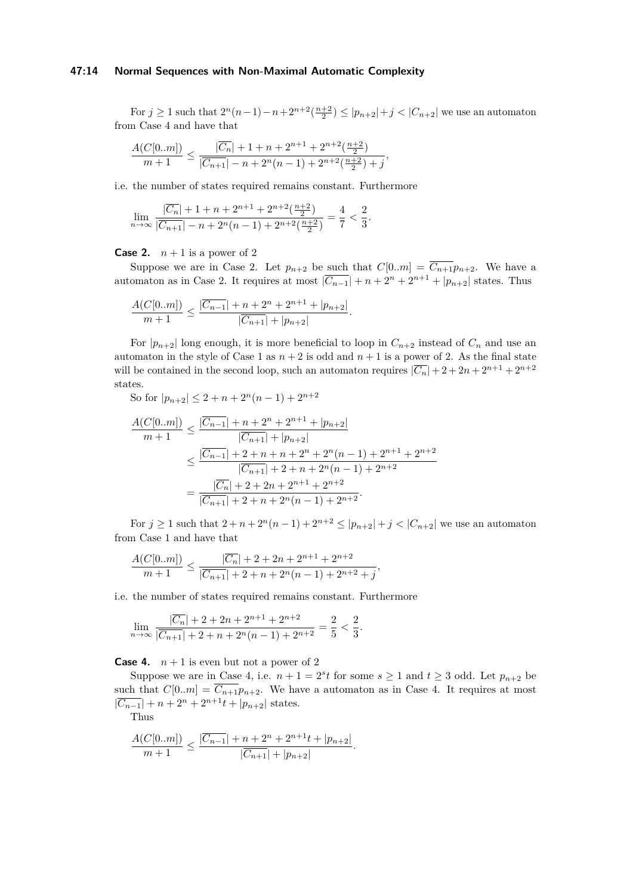For $j \geq 1$ such that $2^n(n-1)-n+2^{n+2}(\frac{n+2}{2}) \leq |p_{n+2}|+j < |C_{n+2}|$ we use an automaton from Case 4 and have that

$$\frac{A(C[0..m])}{m+1} \leq \frac{|\overline{C_n}| + 1 + n + 2^{n+1} + 2^{n+2}(\frac{n+2}{2})}{|\overline{C_{n+1}}| - n + 2^n(n-1) + 2^{n+2}(\frac{n+2}{2}) + j},$$

i.e. the number of states required remains constant. Furthermore

$$\lim_{n\to\infty} \frac{|\overline{C_n}| + 1 + n + 2^{n+1} + 2^{n+2}(\frac{n+2}{2})}{|\overline{C_{n+1}}| - n + 2^n(n-1) + 2^{n+2}(\frac{n+2}{2})} = \frac{4}{7} < \frac{2}{3}.$$

**Case 2.** $n+1$ is a power of 2

Suppose we are in Case 2. Let $p_{n+2}$ be such that $C[0..m] = \overline{C_{n+1}}p_{n+2}$. We have a automaton as in Case 2. It requires at most $|\overline{C_{n-1}}| + n + 2^n + 2^{n+1} + |p_{n+2}|$ states. Thus

$$\frac{A(C[0..m])}{m+1} \leq \frac{|\overline{C_{n-1}}| + n + 2^n + 2^{n+1} + |p_{n+2}|}{|\overline{C_{n+1}}| + |p_{n+2}|}.$$

For $|p_{n+2}|$ long enough, it is more beneficial to loop in $C_{n+2}$ instead of $C_n$ and use an automaton in the style of Case 1 as $n+2$ is odd and $n+1$ is a power of 2. As the final state will be contained in the second loop, such an automaton requires $|\overline{C_n}| + 2 + 2n + 2^{n+1} + 2^{n+2}$ states.

So for $|p_{n+2}| \leq 2 + n + 2^n(n-1) + 2^{n+2}$

$$\begin{aligned}
\frac{A(C[0..m])}{m+1} &\leq \frac{|\overline{C_{n-1}}| + n + 2^n + 2^{n+1} + |p_{n+2}|}{|\overline{C_{n+1}}| + |p_{n+2}|} \\
&\leq \frac{|\overline{C_{n-1}}| + 2 + n + n + 2^n + 2^n(n-1) + 2^{n+1} + 2^{n+2}}{|\overline{C_{n+1}}| + 2 + n + 2^n(n-1) + 2^{n+2}} \\
&= \frac{|\overline{C_n}| + 2 + 2n + 2^{n+1} + 2^{n+2}}{|\overline{C_{n+1}}| + 2 + n + 2^n(n-1) + 2^{n+2}}.
\end{aligned}$$

For $j \geq 1$ such that $2 + n + 2^n(n-1) + 2^{n+2} \leq |p_{n+2}| + j < |C_{n+2}|$ we use an automaton from Case 1 and have that

$$\frac{A(C[0..m])}{m+1} \leq \frac{|\overline{C_n}| + 2 + 2n + 2^{n+1} + 2^{n+2}}{|\overline{C_{n+1}}| + 2 + n + 2^n(n-1) + 2^{n+2} + j},$$

i.e. the number of states required remains constant. Furthermore

$$\lim_{n\to\infty} \frac{|\overline{C_n}| + 2 + 2n + 2^{n+1} + 2^{n+2}}{|\overline{C_{n+1}}| + 2 + n + 2^n(n-1) + 2^{n+2}} = \frac{2}{5} < \frac{2}{3}.$$

**Case 4.** $n+1$ is even but not a power of 2

Suppose we are in Case 4, i.e. $n+1 = 2^s t$ for some $s \geq 1$ and $t \geq 3$ odd. Let $p_{n+2}$ be such that $C[0..m] = \overline{C_{n+1}}p_{n+2}$. We have a automaton as in Case 4. It requires at most $|\overline{C_{n-1}}| + n + 2^n + 2^{n+1}t + |p_{n+2}|$ states.

Thus

$$\frac{A(C[0..m])}{m+1} \leq \frac{|\overline{C_{n-1}}| + n + 2^n + 2^{n+1}t + |p_{n+2}|}{|\overline{C_{n+1}}| + |p_{n+2}|}.$$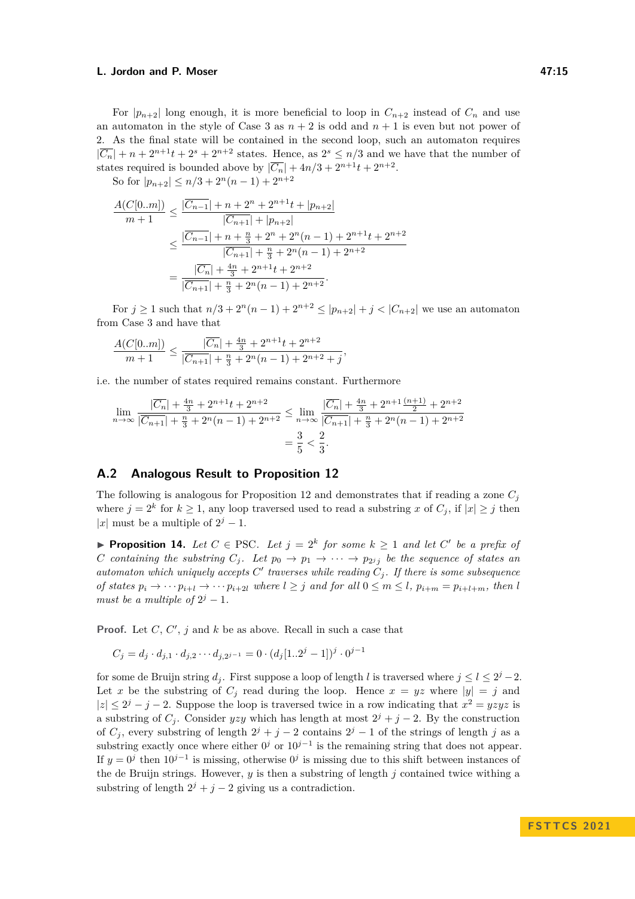For $|p_{n+2}|$ long enough, it is more beneficial to loop in $C_{n+2}$ instead of $C_n$ and use an automaton in the style of Case 3 as $n+2$ is odd and $n+1$ is even but not power of 2. As the final state will be contained in the second loop, such an automaton requires $|\overline{C_n}| + n + 2^{n+1}t + 2^s + 2^{n+2}$ states. Hence, as $2^s \leq n/3$ and we have that the number of states required is bounded above by $|\overline{C_n}| + 4n/3 + 2^{n+1}t + 2^{n+2}$.

So for $|p_{n+2}| \leq n/3 + 2^n(n-1) + 2^{n+2}$

$$
\begin{aligned}
\frac{A(C[0..m])}{m+1} &\leq \frac{|\overline{C_{n-1}}| + n + 2^n + 2^{n+1}t + |p_{n+2}|}{|\overline{C_{n+1}}| + |p_{n+2}|} \\
&\leq \frac{|\overline{C_{n-1}}| + n + \frac{n}{3} + 2^n + 2^n(n-1) + 2^{n+1}t + 2^{n+2}}{|\overline{C_{n+1}}| + \frac{n}{3} + 2^n(n-1) + 2^{n+2}} \\
&= \frac{|\overline{C_n}| + \frac{4n}{3} + 2^{n+1}t + 2^{n+2}}{|\overline{C_{n+1}}| + \frac{n}{3} + 2^n(n-1) + 2^{n+2}}.
\end{aligned}
$$

For $j \geq 1$ such that $n/3 + 2^n(n-1) + 2^{n+2} \leq |p_{n+2}| + j < |C_{n+2}|$ we use an automaton from Case 3 and have that

$$
\frac{A(C[0..m])}{m+1} \leq \frac{|\overline{C_n}| + \frac{4n}{3} + 2^{n+1}t + 2^{n+2}}{|\overline{C_{n+1}}| + \frac{n}{3} + 2^n(n-1) + 2^{n+2} + j},
$$

i.e. the number of states required remains constant. Furthermore

$$
\begin{aligned}
\lim_{n\to\infty} \frac{|\overline{C_n}| + \frac{4n}{3} + 2^{n+1}t + 2^{n+2}}{|\overline{C_{n+1}}| + \frac{n}{3} + 2^n(n-1) + 2^{n+2}} &\leq \lim_{n\to\infty} \frac{|\overline{C_n}| + \frac{4n}{3} + 2^{n+1}\frac{(n+1)}{2} + 2^{n+2}}{|\overline{C_{n+1}}| + \frac{n}{3} + 2^n(n-1) + 2^{n+2}} \\
&= \frac{3}{5} < \frac{2}{3}.
\end{aligned}
$$

## A.2 Analogous Result to Proposition 12

The following is analogous for Proposition 12 and demonstrates that if reading a zone $C_j$ where $j = 2^k$ for $k \geq 1$, any loop traversed used to read a substring $x$ of $C_j$, if $|x| \geq j$ then $|x|$ must be a multiple of $2^j - 1$.

▶ **Proposition 14.** *Let $C \in \mathrm{PSC}$. Let $j = 2^k$ for some $k \geq 1$ and let $C'$ be a prefix of $C$ containing the substring $C_j$. Let $p_0 \to p_1 \to \cdots \to p_{2^j j}$ be the sequence of states an automaton which uniquely accepts $C'$ traverses while reading $C_j$. If there is some subsequence of states $p_i \to \cdots p_{i+l} \to \cdots p_{i+2l}$ where $l \geq j$ and for all $0 \leq m \leq l$, $p_{i+m} = p_{i+l+m}$, then $l$ must be a multiple of $2^j - 1$.*

**Proof.** Let $C$, $C'$, $j$ and $k$ be as above. Recall in such a case that

$$
C_j = d_j \cdot d_{j,1} \cdot d_{j,2} \cdots d_{j,2^{j-1}} = 0 \cdot (d_j[1..2^j - 1])^j \cdot 0^{j-1}
$$

for some de Bruijn string $d_j$. First suppose a loop of length $l$ is traversed where $j \leq l \leq 2^j - 2$. Let $x$ be the substring of $C_j$ read during the loop. Hence $x = yz$ where $|y| = j$ and $|z| \leq 2^j - j - 2$. Suppose the loop is traversed twice in a row indicating that $x^2 = yzyz$ is a substring of $C_j$. Consider $yzy$ which has length at most $2^j + j - 2$. By the construction of $C_j$, every substring of length $2^j + j - 2$ contains $2^j - 1$ of the strings of length $j$ as a substring exactly once where either $0^j$ or $10^{j-1}$ is the remaining string that does not appear. If $y = 0^j$ then $10^{j-1}$ is missing, otherwise $0^j$ is missing due to this shift between instances of the de Bruijn strings. However, $y$ is then a substring of length $j$ contained twice withing a substring of length $2^j + j - 2$ giving us a contradiction.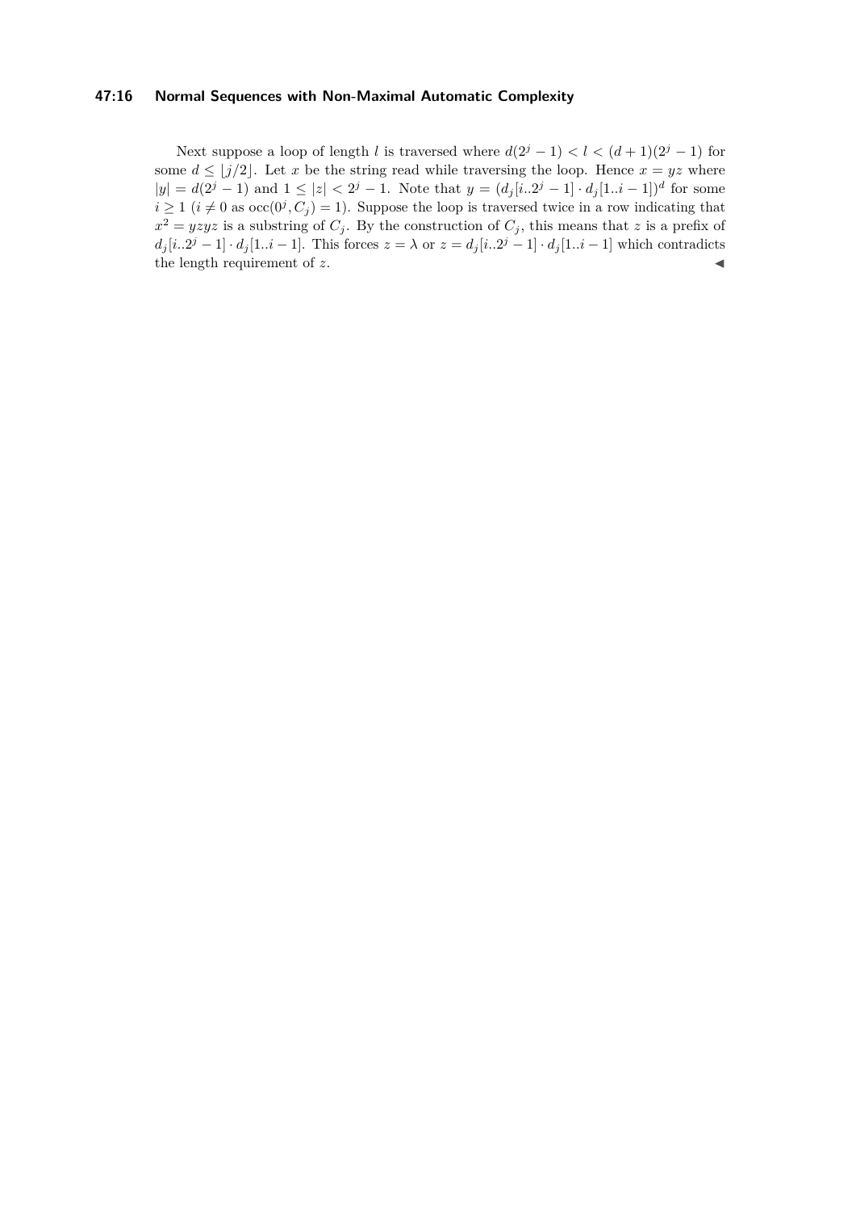Next suppose a loop of length $l$ is traversed where $d(2^j - 1) < l < (d+1)(2^j - 1)$ for some $d \leq \lfloor j/2 \rfloor$. Let $x$ be the string read while traversing the loop. Hence $x = yz$ where $|y| = d(2^j - 1)$ and $1 \leq |z| < 2^j - 1$. Note that $y = (d_j[i..2^j - 1] \cdot d_j[1..i-1])^d$ for some $i \geq 1$ ($i \neq 0$ as $\text{occ}(0^j, C_j) = 1$). Suppose the loop is traversed twice in a row indicating that $x^2 = yzyz$ is a substring of $C_j$. By the construction of $C_j$, this means that $z$ is a prefix of $d_j[i..2^j - 1] \cdot d_j[1..i-1]$. This forces $z = \lambda$ or $z = d_j[i..2^j - 1] \cdot d_j[1..i-1]$ which contradicts the length requirement of $z$. ◀